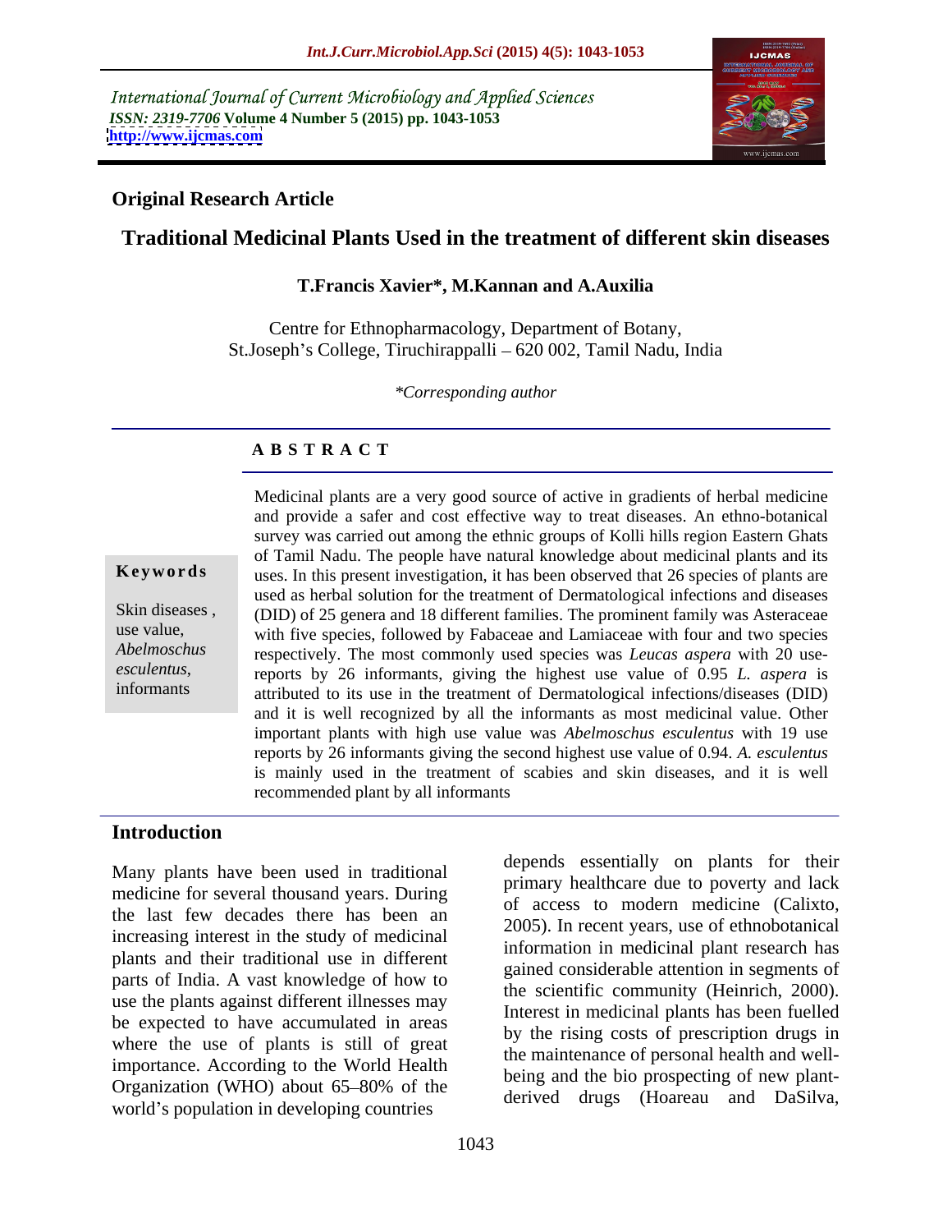International Journal of Current Microbiology and Applied Sciences
*ISSN: 2319-7706* **Volume 4 Number 5 (2015) pp. 1043-1053**
**http://www.ijcmas.com**

**Original Research Article**

# Traditional Medicinal Plants Used in the treatment of different skin diseases

**T.Francis Xavier\*, M.Kannan and A.Auxilia**

Centre for Ethnopharmacology, Department of Botany,
St.Joseph's College, Tiruchirappalli – 620 002, Tamil Nadu, India

*\*Corresponding author*

## ABSTRACT

**Keywords**

Skin diseases, use value, *Abelmoschus esculentus*, informants

Medicinal plants are a very good source of active in gradients of herbal medicine and provide a safer and cost effective way to treat diseases. An ethno-botanical survey was carried out among the ethnic groups of Kolli hills region Eastern Ghats of Tamil Nadu. The people have natural knowledge about medicinal plants and its uses. In this present investigation, it has been observed that 26 species of plants are used as herbal solution for the treatment of Dermatological infections and diseases (DID) of 25 genera and 18 different families. The prominent family was Asteraceae with five species, followed by Fabaceae and Lamiaceae with four and two species respectively. The most commonly used species was *Leucas aspera* with 20 use-reports by 26 informants, giving the highest use value of 0.95 *L. aspera* is attributed to its use in the treatment of Dermatological infections/diseases (DID) and it is well recognized by all the informants as most medicinal value. Other important plants with high use value was *Abelmoschus esculentus* with 19 use reports by 26 informants giving the second highest use value of 0.94. *A. esculentus* is mainly used in the treatment of scabies and skin diseases, and it is well recommended plant by all informants

## Introduction

Many plants have been used in traditional medicine for several thousand years. During the last few decades there has been an increasing interest in the study of medicinal plants and their traditional use in different parts of India. A vast knowledge of how to use the plants against different illnesses may be expected to have accumulated in areas where the use of plants is still of great importance. According to the World Health Organization (WHO) about 65–80% of the world's population in developing countries depends essentially on plants for their primary healthcare due to poverty and lack of access to modern medicine (Calixto, 2005). In recent years, use of ethnobotanical information in medicinal plant research has gained considerable attention in segments of the scientific community (Heinrich, 2000). Interest in medicinal plants has been fuelled by the rising costs of prescription drugs in the maintenance of personal health and well-being and the bio prospecting of new plant-derived drugs (Hoareau and DaSilva,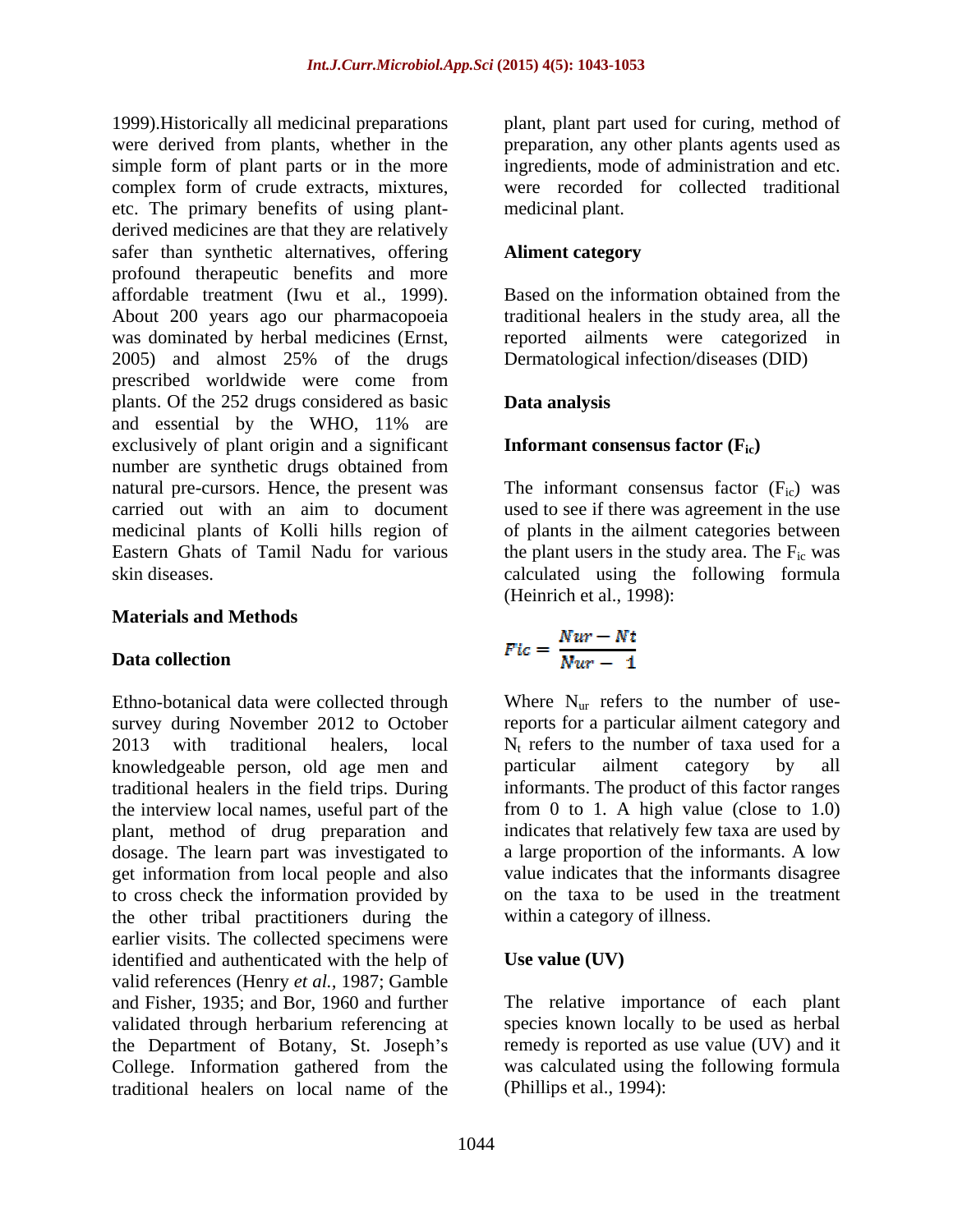1999).Historically all medicinal preparations were derived from plants, whether in the simple form of plant parts or in the more complex form of crude extracts, mixtures, etc. The primary benefits of using plant-derived medicines are that they are relatively safer than synthetic alternatives, offering profound therapeutic benefits and more affordable treatment (Iwu et al., 1999). About 200 years ago our pharmacopoeia was dominated by herbal medicines (Ernst, 2005) and almost 25% of the drugs prescribed worldwide were come from plants. Of the 252 drugs considered as basic and essential by the WHO, 11% are exclusively of plant origin and a significant number are synthetic drugs obtained from natural pre-cursors. Hence, the present was carried out with an aim to document medicinal plants of Kolli hills region of Eastern Ghats of Tamil Nadu for various skin diseases.

## Materials and Methods

### Data collection

Ethno-botanical data were collected through survey during November 2012 to October 2013 with traditional healers, local knowledgeable person, old age men and traditional healers in the field trips. During the interview local names, useful part of the plant, method of drug preparation and dosage. The learn part was investigated to get information from local people and also to cross check the information provided by the other tribal practitioners during the earlier visits. The collected specimens were identified and authenticated with the help of valid references (Henry *et al.*, 1987; Gamble and Fisher, 1935; and Bor, 1960 and further validated through herbarium referencing at the Department of Botany, St. Joseph's College. Information gathered from the traditional healers on local name of the plant, plant part used for curing, method of preparation, any other plants agents used as ingredients, mode of administration and etc. were recorded for collected traditional medicinal plant.

### Aliment category

Based on the information obtained from the traditional healers in the study area, all the reported ailments were categorized in Dermatological infection/diseases (DID)

### Data analysis

### Informant consensus factor ($F_{ic}$)

The informant consensus factor ($F_{ic}$) was used to see if there was agreement in the use of plants in the ailment categories between the plant users in the study area. The $F_{ic}$ was calculated using the following formula (Heinrich et al., 1998):

$$Fic = \frac{Nur - Nt}{Nur - 1}$$

Where $N_{ur}$ refers to the number of use-reports for a particular ailment category and $N_t$ refers to the number of taxa used for a particular ailment category by all informants. The product of this factor ranges from 0 to 1. A high value (close to 1.0) indicates that relatively few taxa are used by a large proportion of the informants. A low value indicates that the informants disagree on the taxa to be used in the treatment within a category of illness.

### Use value (UV)

The relative importance of each plant species known locally to be used as herbal remedy is reported as use value (UV) and it was calculated using the following formula (Phillips et al., 1994):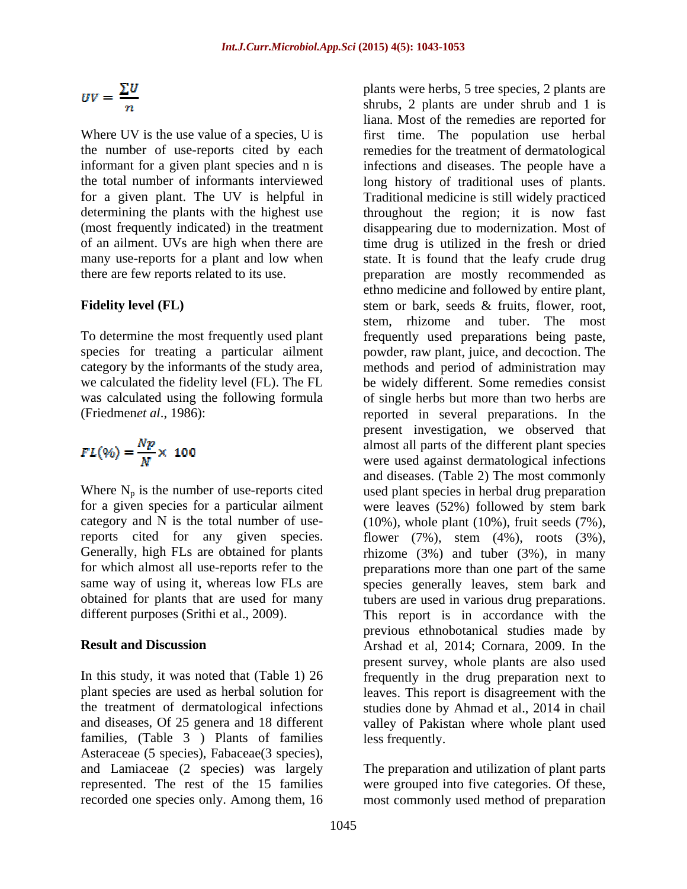$$UV = \frac{\sum U}{n}$$

Where UV is the use value of a species, U is the number of use-reports cited by each informant for a given plant species and n is the total number of informants interviewed for a given plant. The UV is helpful in determining the plants with the highest use (most frequently indicated) in the treatment of an ailment. UVs are high when there are many use-reports for a plant and low when there are few reports related to its use.

**Fidelity level (FL)**

To determine the most frequently used plant species for treating a particular ailment category by the informants of the study area, we calculated the fidelity level (FL). The FL was calculated using the following formula (Friedmen*et al*., 1986):

$$FL(\%) = \frac{Np}{N} \times 100$$

Where $N_p$ is the number of use-reports cited for a given species for a particular ailment category and N is the total number of use-reports cited for any given species. Generally, high FLs are obtained for plants for which almost all use-reports refer to the same way of using it, whereas low FLs are obtained for plants that are used for many different purposes (Srithi et al., 2009).

## Result and Discussion

In this study, it was noted that (Table 1) 26 plant species are used as herbal solution for the treatment of dermatological infections and diseases, Of 25 genera and 18 different families, (Table 3 ) Plants of families Asteraceae (5 species), Fabaceae(3 species), and Lamiaceae (2 species) was largely represented. The rest of the 15 families recorded one species only. Among them, 16 plants were herbs, 5 tree species, 2 plants are shrubs, 2 plants are under shrub and 1 is liana. Most of the remedies are reported for first time. The population use herbal remedies for the treatment of dermatological infections and diseases. The people have a long history of traditional uses of plants. Traditional medicine is still widely practiced throughout the region; it is now fast disappearing due to modernization. Most of time drug is utilized in the fresh or dried state. It is found that the leafy crude drug preparation are mostly recommended as ethno medicine and followed by entire plant, stem or bark, seeds & fruits, flower, root, stem, rhizome and tuber. The most frequently used preparations being paste, powder, raw plant, juice, and decoction. The methods and period of administration may be widely different. Some remedies consist of single herbs but more than two herbs are reported in several preparations. In the present investigation, we observed that almost all parts of the different plant species were used against dermatological infections and diseases. (Table 2) The most commonly used plant species in herbal drug preparation were leaves (52%) followed by stem bark (10%), whole plant (10%), fruit seeds (7%), flower (7%), stem (4%), roots (3%), rhizome (3%) and tuber (3%), in many preparations more than one part of the same species generally leaves, stem bark and tubers are used in various drug preparations. This report is in accordance with the previous ethnobotanical studies made by Arshad et al, 2014; Cornara, 2009. In the present survey, whole plants are also used frequently in the drug preparation next to leaves. This report is disagreement with the studies done by Ahmad et al., 2014 in chail valley of Pakistan where whole plant used less frequently.

The preparation and utilization of plant parts were grouped into five categories. Of these, most commonly used method of preparation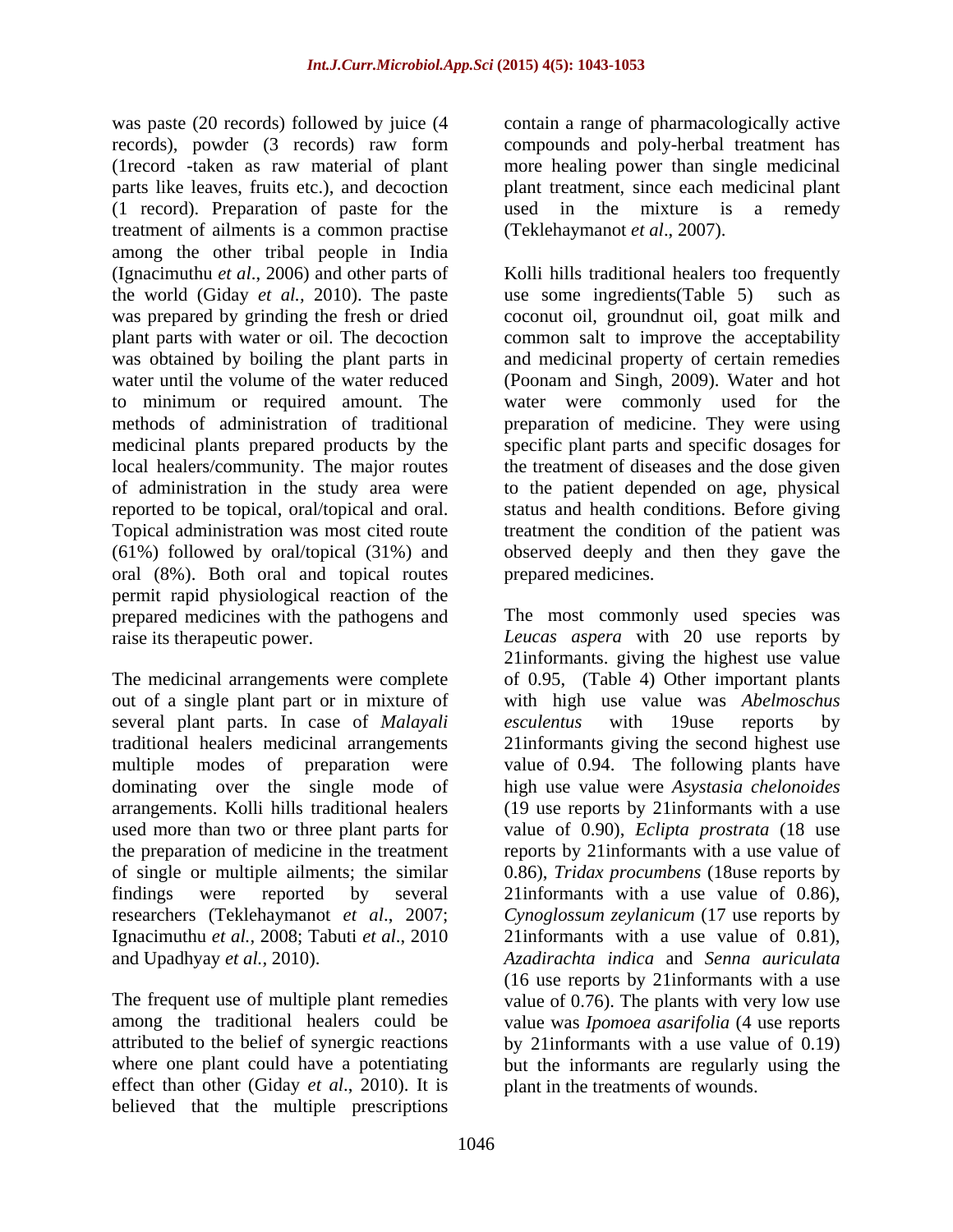was paste (20 records) followed by juice (4 records), powder (3 records) raw form (1record -taken as raw material of plant parts like leaves, fruits etc.), and decoction (1 record). Preparation of paste for the treatment of ailments is a common practise among the other tribal people in India (Ignacimuthu *et al*., 2006) and other parts of the world (Giday *et al.,* 2010). The paste was prepared by grinding the fresh or dried plant parts with water or oil. The decoction was obtained by boiling the plant parts in water until the volume of the water reduced to minimum or required amount. The methods of administration of traditional medicinal plants prepared products by the local healers/community. The major routes of administration in the study area were reported to be topical, oral/topical and oral. Topical administration was most cited route (61%) followed by oral/topical (31%) and oral (8%). Both oral and topical routes permit rapid physiological reaction of the prepared medicines with the pathogens and raise its therapeutic power.

The medicinal arrangements were complete out of a single plant part or in mixture of several plant parts. In case of *Malayali* traditional healers medicinal arrangements multiple modes of preparation were dominating over the single mode of arrangements. Kolli hills traditional healers used more than two or three plant parts for the preparation of medicine in the treatment of single or multiple ailments; the similar findings were reported by several researchers (Teklehaymanot *et al*., 2007; Ignacimuthu *et al.,* 2008; Tabuti *et al*., 2010 and Upadhyay *et al.,* 2010).

The frequent use of multiple plant remedies among the traditional healers could be attributed to the belief of synergic reactions where one plant could have a potentiating effect than other (Giday *et al*., 2010). It is believed that the multiple prescriptions contain a range of pharmacologically active compounds and poly-herbal treatment has more healing power than single medicinal plant treatment, since each medicinal plant used in the mixture is a remedy (Teklehaymanot *et al*., 2007).

Kolli hills traditional healers too frequently use some ingredients(Table 5) such as coconut oil, groundnut oil, goat milk and common salt to improve the acceptability and medicinal property of certain remedies (Poonam and Singh, 2009). Water and hot water were commonly used for the preparation of medicine. They were using specific plant parts and specific dosages for the treatment of diseases and the dose given to the patient depended on age, physical status and health conditions. Before giving treatment the condition of the patient was observed deeply and then they gave the prepared medicines.

The most commonly used species was *Leucas aspera* with 20 use reports by 21informants. giving the highest use value of 0.95, (Table 4) Other important plants with high use value was *Abelmoschus esculentus* with 19use reports by 21informants giving the second highest use value of 0.94. The following plants have high use value were *Asystasia chelonoides* (19 use reports by 21informants with a use value of 0.90), *Eclipta prostrata* (18 use reports by 21informants with a use value of 0.86), *Tridax procumbens* (18use reports by 21informants with a use value of 0.86), *Cynoglossum zeylanicum* (17 use reports by 21informants with a use value of 0.81), *Azadirachta indica* and *Senna auriculata* (16 use reports by 21informants with a use value of 0.76). The plants with very low use value was *Ipomoea asarifolia* (4 use reports by 21informants with a use value of 0.19) but the informants are regularly using the plant in the treatments of wounds.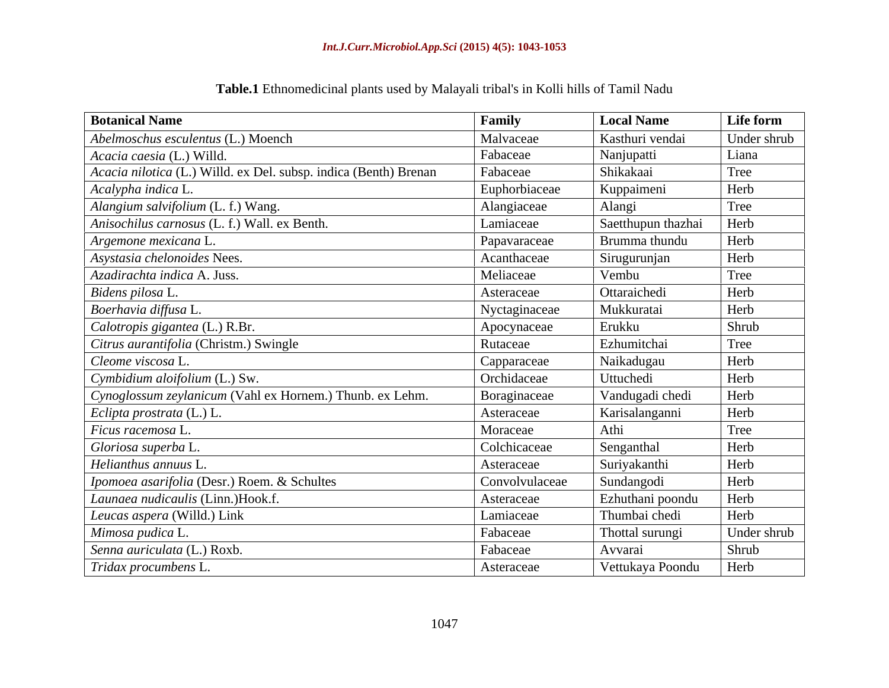**Table.1** Ethnomedicinal plants used by Malayali tribal's in Kolli hills of Tamil Nadu

| **Botanical Name** | **Family** | **Local Name** | **Life form** |
|---|---|---|---|
| *Abelmoschus esculentus* (L.) Moench | Malvaceae | Kasthuri vendai | Under shrub |
| *Acacia caesia* (L.) Willd. | Fabaceae | Nanjupatti | Liana |
| *Acacia nilotica* (L.) Willd. ex Del. subsp. indica (Benth) Brenan | Fabaceae | Shikakaai | Tree |
| *Acalypha indica* L. | Euphorbiaceae | Kuppaimeni | Herb |
| *Alangium salvifolium* (L. f.) Wang. | Alangiaceae | Alangi | Tree |
| *Anisochilus carnosus* (L. f.) Wall. ex Benth. | Lamiaceae | Saetthupun thazhai | Herb |
| *Argemone mexicana* L. | Papavaraceae | Brumma thundu | Herb |
| *Asystasia chelonoides* Nees. | Acanthaceae | Sirugurunjan | Herb |
| *Azadirachta indica* A. Juss. | Meliaceae | Vembu | Tree |
| *Bidens pilosa* L. | Asteraceae | Ottaraichedi | Herb |
| *Boerhavia diffusa* L. | Nyctaginaceae | Mukkuratai | Herb |
| *Calotropis gigantea* (L.) R.Br. | Apocynaceae | Erukku | Shrub |
| *Citrus aurantifolia* (Christm.) Swingle | Rutaceae | Ezhumitchai | Tree |
| *Cleome viscosa* L. | Capparaceae | Naikadugau | Herb |
| *Cymbidium aloifolium* (L.) Sw. | Orchidaceae | Uttuchedi | Herb |
| *Cynoglossum zeylanicum* (Vahl ex Hornem.) Thunb. ex Lehm. | Boraginaceae | Vandugadi chedi | Herb |
| *Eclipta prostrata* (L.) L. | Asteraceae | Karisalanganni | Herb |
| *Ficus racemosa* L. | Moraceae | Athi | Tree |
| *Gloriosa superba* L. | Colchicaceae | Senganthal | Herb |
| *Helianthus annuus* L. | Asteraceae | Suriyakanthi | Herb |
| *Ipomoea asarifolia* (Desr.) Roem. & Schultes | Convolvulaceae | Sundangodi | Herb |
| *Launaea nudicaulis* (Linn.)Hook.f. | Asteraceae | Ezhuthani poondu | Herb |
| *Leucas aspera* (Willd.) Link | Lamiaceae | Thumbai chedi | Herb |
| *Mimosa pudica* L. | Fabaceae | Thottal surungi | Under shrub |
| *Senna auriculata* (L.) Roxb. | Fabaceae | Avvarai | Shrub |
| *Tridax procumbens* L. | Asteraceae | Vettukaya Poondu | Herb |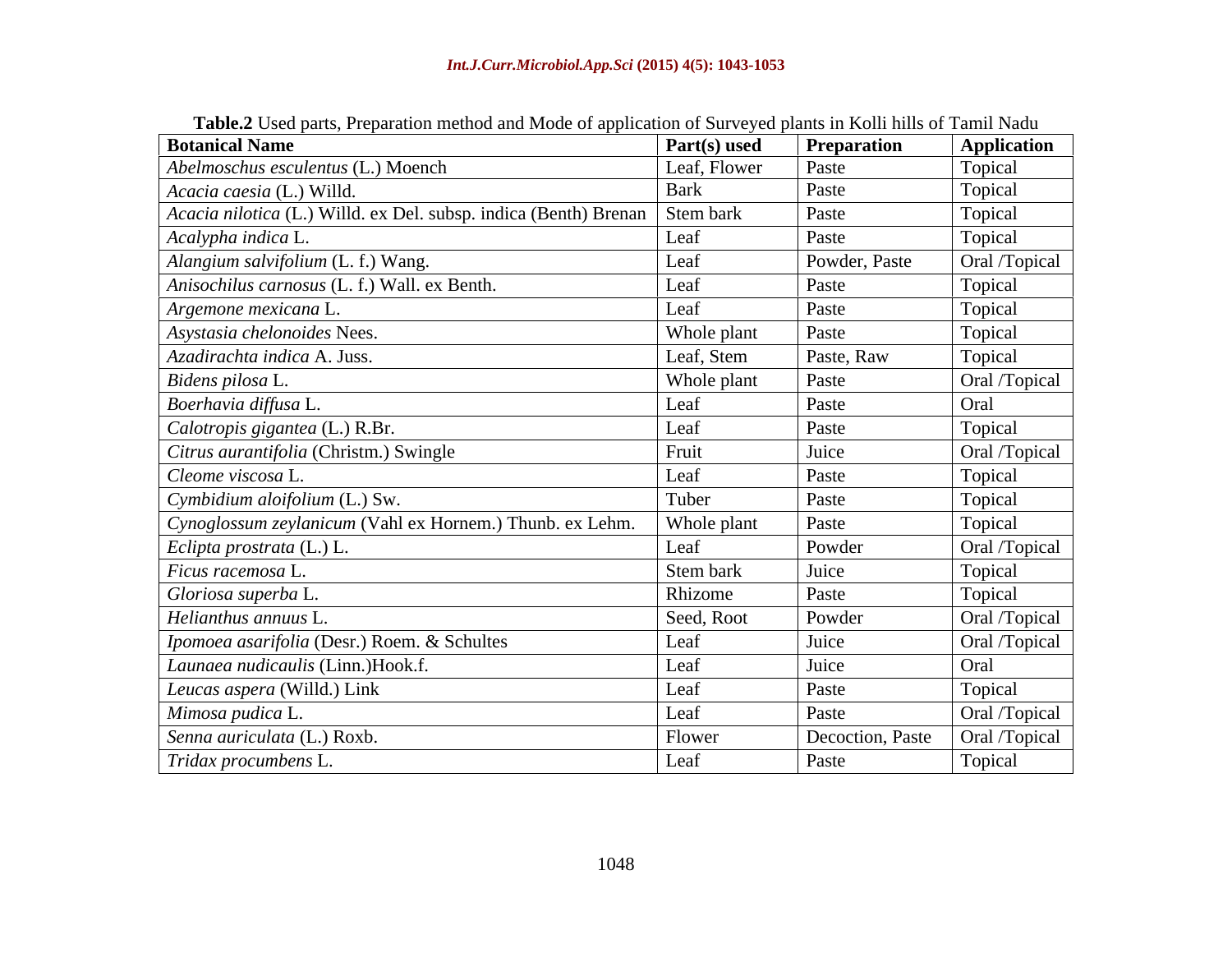**Table.2** Used parts, Preparation method and Mode of application of Surveyed plants in Kolli hills of Tamil Nadu

| Botanical Name | Part(s) used | Preparation | Application |
|---|---|---|---|
| *Abelmoschus esculentus* (L.) Moench | Leaf, Flower | Paste | Topical |
| *Acacia caesia* (L.) Willd. | Bark | Paste | Topical |
| *Acacia nilotica* (L.) Willd. ex Del. subsp. indica (Benth) Brenan | Stem bark | Paste | Topical |
| *Acalypha indica* L. | Leaf | Paste | Topical |
| *Alangium salvifolium* (L. f.) Wang. | Leaf | Powder, Paste | Oral /Topical |
| *Anisochilus carnosus* (L. f.) Wall. ex Benth. | Leaf | Paste | Topical |
| *Argemone mexicana* L. | Leaf | Paste | Topical |
| *Asystasia chelonoides* Nees. | Whole plant | Paste | Topical |
| *Azadirachta indica* A. Juss. | Leaf, Stem | Paste, Raw | Topical |
| *Bidens pilosa* L. | Whole plant | Paste | Oral /Topical |
| *Boerhavia diffusa* L. | Leaf | Paste | Oral |
| *Calotropis gigantea* (L.) R.Br. | Leaf | Paste | Topical |
| *Citrus aurantifolia* (Christm.) Swingle | Fruit | Juice | Oral /Topical |
| *Cleome viscosa* L. | Leaf | Paste | Topical |
| *Cymbidium aloifolium* (L.) Sw. | Tuber | Paste | Topical |
| *Cynoglossum zeylanicum* (Vahl ex Hornem.) Thunb. ex Lehm. | Whole plant | Paste | Topical |
| *Eclipta prostrata* (L.) L. | Leaf | Powder | Oral /Topical |
| *Ficus racemosa* L. | Stem bark | Juice | Topical |
| *Gloriosa superba* L. | Rhizome | Paste | Topical |
| *Helianthus annuus* L. | Seed, Root | Powder | Oral /Topical |
| *Ipomoea asarifolia* (Desr.) Roem. & Schultes | Leaf | Juice | Oral /Topical |
| *Launaea nudicaulis* (Linn.)Hook.f. | Leaf | Juice | Oral |
| *Leucas aspera* (Willd.) Link | Leaf | Paste | Topical |
| *Mimosa pudica* L. | Leaf | Paste | Oral /Topical |
| *Senna auriculata* (L.) Roxb. | Flower | Decoction, Paste | Oral /Topical |
| *Tridax procumbens* L. | Leaf | Paste | Topical |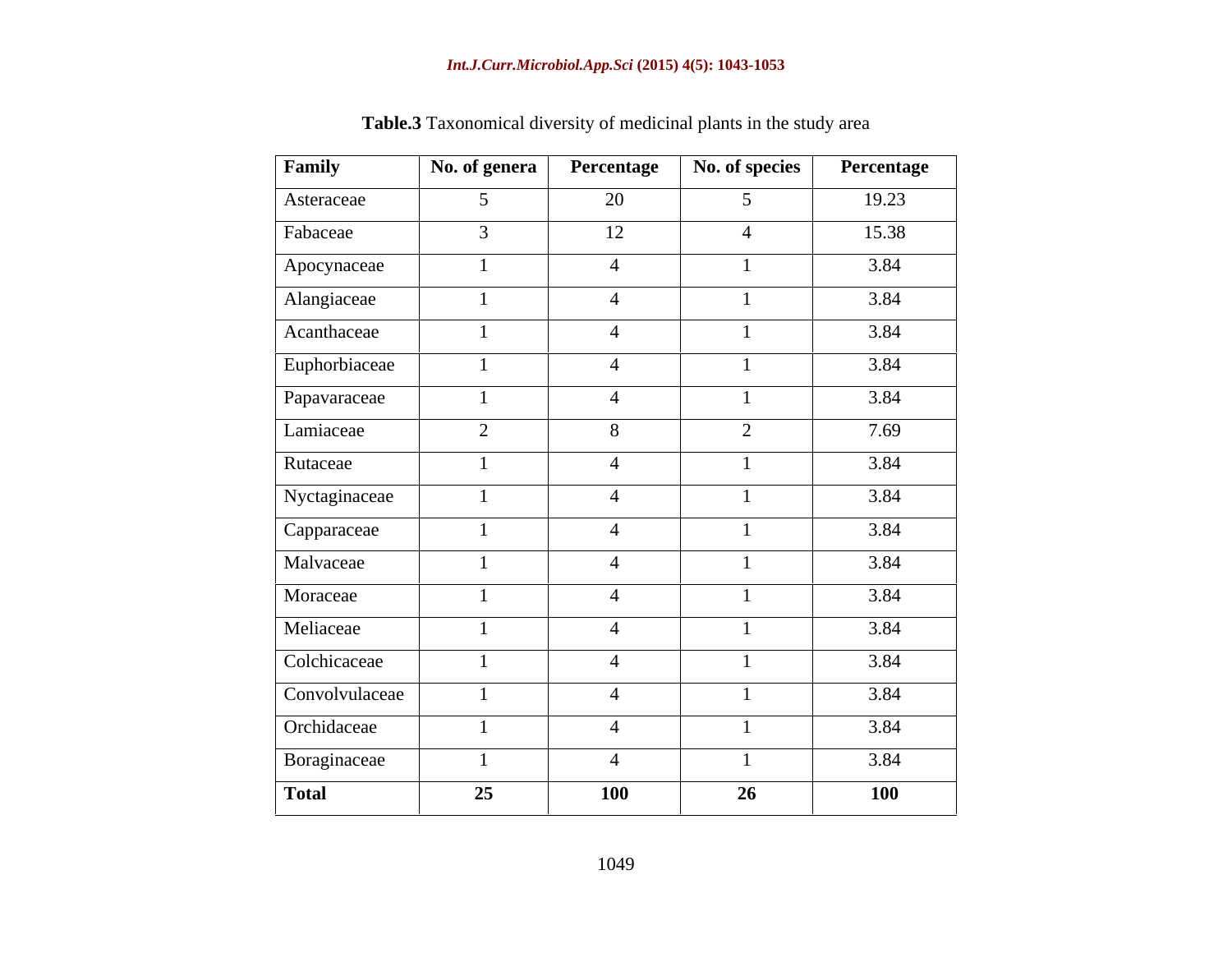**Table.3** Taxonomical diversity of medicinal plants in the study area

| Family | No. of genera | Percentage | No. of species | Percentage |
|---|---|---|---|---|
| Asteraceae | 5 | 20 | 5 | 19.23 |
| Fabaceae | 3 | 12 | 4 | 15.38 |
| Apocynaceae | 1 | 4 | 1 | 3.84 |
| Alangiaceae | 1 | 4 | 1 | 3.84 |
| Acanthaceae | 1 | 4 | 1 | 3.84 |
| Euphorbiaceae | 1 | 4 | 1 | 3.84 |
| Papavaraceae | 1 | 4 | 1 | 3.84 |
| Lamiaceae | 2 | 8 | 2 | 7.69 |
| Rutaceae | 1 | 4 | 1 | 3.84 |
| Nyctaginaceae | 1 | 4 | 1 | 3.84 |
| Capparaceae | 1 | 4 | 1 | 3.84 |
| Malvaceae | 1 | 4 | 1 | 3.84 |
| Moraceae | 1 | 4 | 1 | 3.84 |
| Meliaceae | 1 | 4 | 1 | 3.84 |
| Colchicaceae | 1 | 4 | 1 | 3.84 |
| Convolvulaceae | 1 | 4 | 1 | 3.84 |
| Orchidaceae | 1 | 4 | 1 | 3.84 |
| Boraginaceae | 1 | 4 | 1 | 3.84 |
| **Total** | **25** | **100** | **26** | **100** |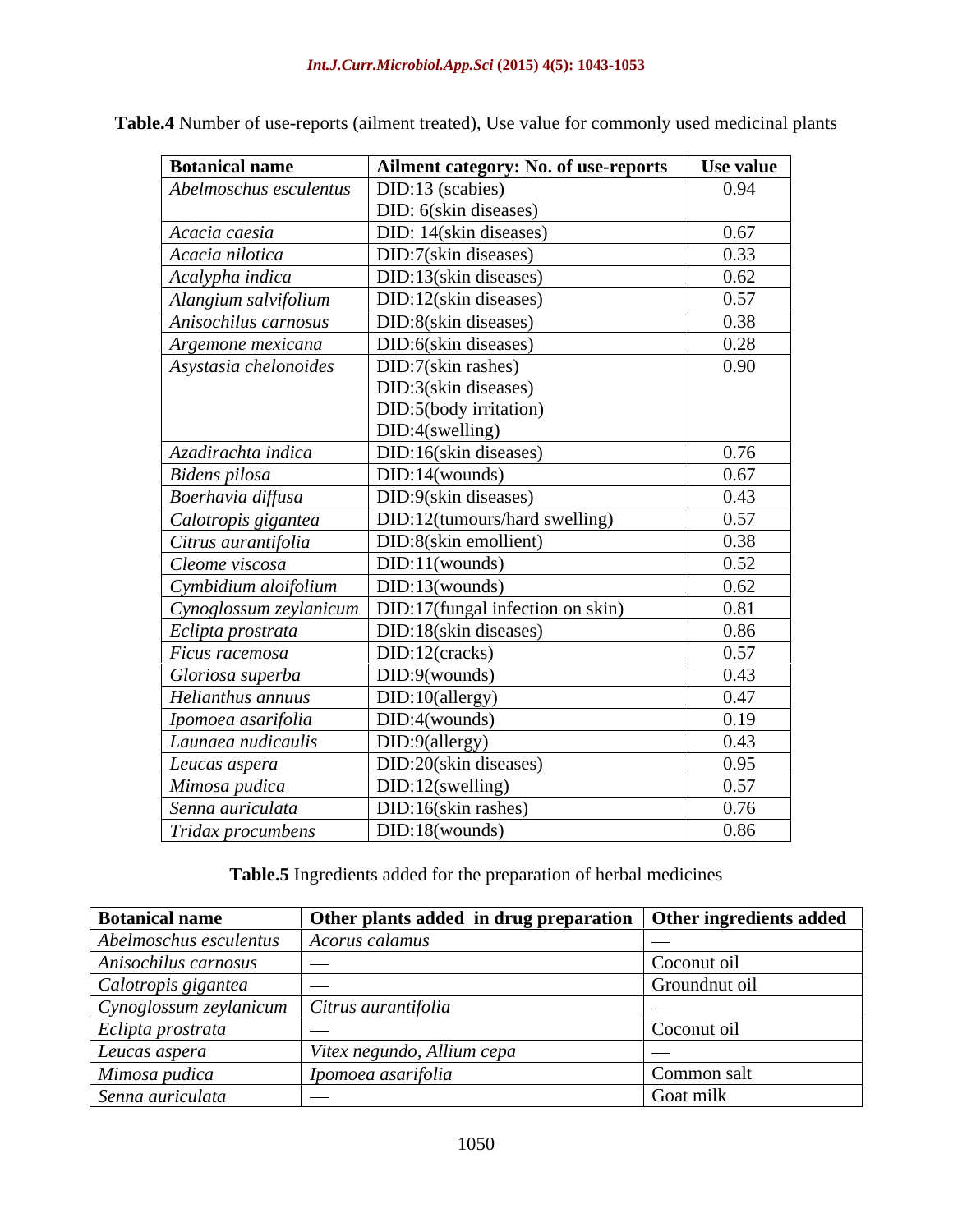**Table.4** Number of use-reports (ailment treated), Use value for commonly used medicinal plants

| Botanical name | Ailment category: No. of use-reports | Use value |
|---|---|---|
| *Abelmoschus esculentus* | DID:13 (scabies)<br>DID: 6(skin diseases) | 0.94 |
| *Acacia caesia* | DID: 14(skin diseases) | 0.67 |
| *Acacia nilotica* | DID:7(skin diseases) | 0.33 |
| *Acalypha indica* | DID:13(skin diseases) | 0.62 |
| *Alangium salvifolium* | DID:12(skin diseases) | 0.57 |
| *Anisochilus carnosus* | DID:8(skin diseases) | 0.38 |
| *Argemone mexicana* | DID:6(skin diseases) | 0.28 |
| *Asystasia chelonoides* | DID:7(skin rashes)<br>DID:3(skin diseases)<br>DID:5(body irritation)<br>DID:4(swelling) | 0.90 |
| *Azadirachta indica* | DID:16(skin diseases) | 0.76 |
| *Bidens pilosa* | DID:14(wounds) | 0.67 |
| *Boerhavia diffusa* | DID:9(skin diseases) | 0.43 |
| *Calotropis gigantea* | DID:12(tumours/hard swelling) | 0.57 |
| *Citrus aurantifolia* | DID:8(skin emollient) | 0.38 |
| *Cleome viscosa* | DID:11(wounds) | 0.52 |
| *Cymbidium aloifolium* | DID:13(wounds) | 0.62 |
| *Cynoglossum zeylanicum* | DID:17(fungal infection on skin) | 0.81 |
| *Eclipta prostrata* | DID:18(skin diseases) | 0.86 |
| *Ficus racemosa* | DID:12(cracks) | 0.57 |
| *Gloriosa superba* | DID:9(wounds) | 0.43 |
| *Helianthus annuus* | DID:10(allergy) | 0.47 |
| *Ipomoea asarifolia* | DID:4(wounds) | 0.19 |
| *Launaea nudicaulis* | DID:9(allergy) | 0.43 |
| *Leucas aspera* | DID:20(skin diseases) | 0.95 |
| *Mimosa pudica* | DID:12(swelling) | 0.57 |
| *Senna auriculata* | DID:16(skin rashes) | 0.76 |
| *Tridax procumbens* | DID:18(wounds) | 0.86 |

**Table.5** Ingredients added for the preparation of herbal medicines

| Botanical name | Other plants added in drug preparation | Other ingredients added |
|---|---|---|
| *Abelmoschus esculentus* | *Acorus calamus* | — |
| *Anisochilus carnosus* | — | Coconut oil |
| *Calotropis gigantea* | — | Groundnut oil |
| *Cynoglossum zeylanicum* | *Citrus aurantifolia* | — |
| *Eclipta prostrata* | — | Coconut oil |
| *Leucas aspera* | *Vitex negundo, Allium cepa* | — |
| *Mimosa pudica* | *Ipomoea asarifolia* | Common salt |
| *Senna auriculata* | — | Goat milk |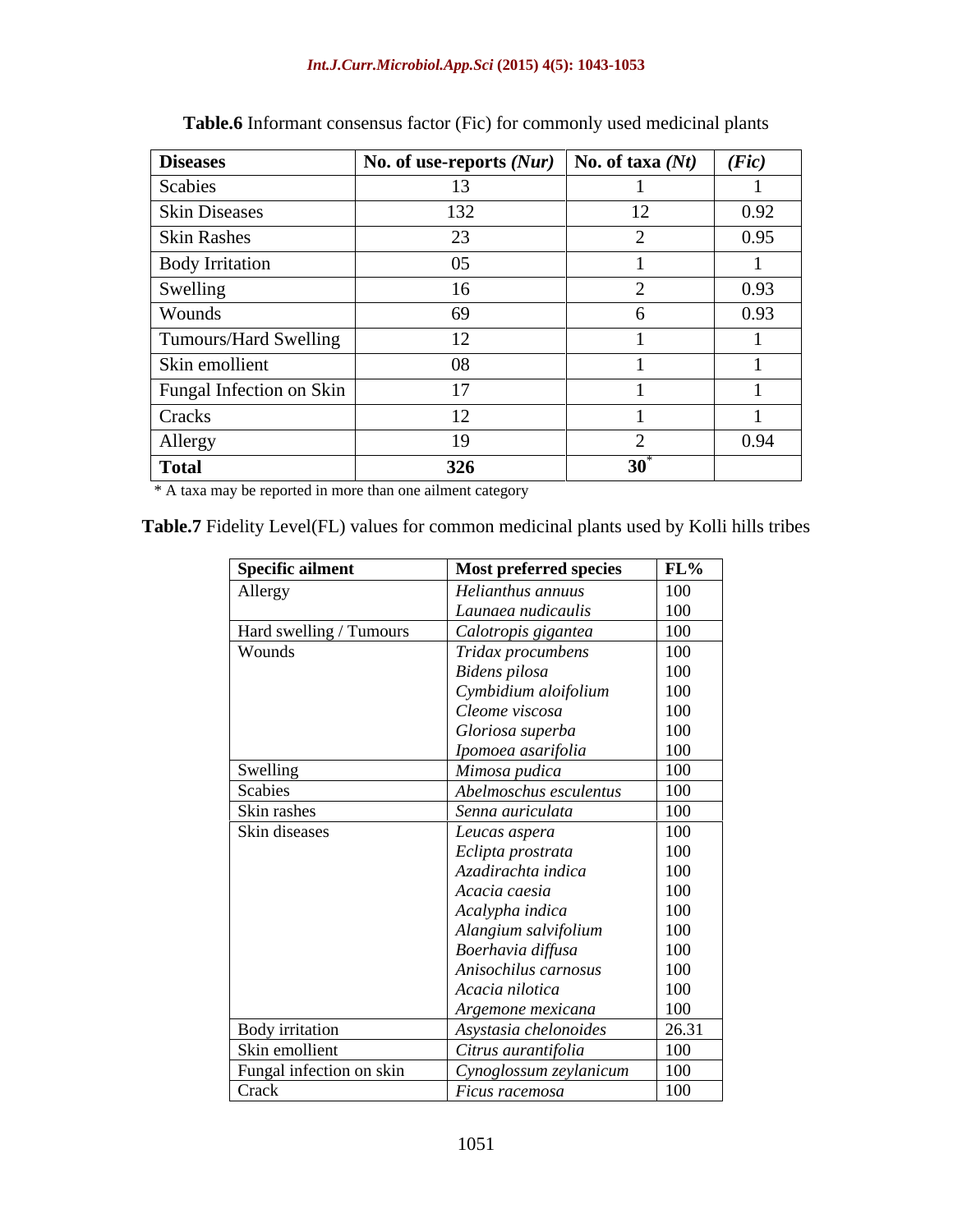**Table.6** Informant consensus factor (Fic) for commonly used medicinal plants

| **Diseases** | **No. of use-reports *(Nur)*** | **No. of taxa *(Nt)*** | ***(Fic)*** |
|---|---|---|---|
| Scabies | 13 | 1 | 1 |
| Skin Diseases | 132 | 12 | 0.92 |
| Skin Rashes | 23 | 2 | 0.95 |
| Body Irritation | 05 | 1 | 1 |
| Swelling | 16 | 2 | 0.93 |
| Wounds | 69 | 6 | 0.93 |
| Tumours/Hard Swelling | 12 | 1 | 1 |
| Skin emollient | 08 | 1 | 1 |
| Fungal Infection on Skin | 17 | 1 | 1 |
| Cracks | 12 | 1 | 1 |
| Allergy | 19 | 2 | 0.94 |
| **Total** | **326** | **30*** | |

\* A taxa may be reported in more than one ailment category

**Table.7** Fidelity Level(FL) values for common medicinal plants used by Kolli hills tribes

| **Specific ailment** | **Most preferred species** | **FL%** |
|---|---|---|
| Allergy | *Helianthus annuus* | 100 |
| | *Launaea nudicaulis* | 100 |
| Hard swelling / Tumours | *Calotropis gigantea* | 100 |
| Wounds | *Tridax procumbens* | 100 |
| | *Bidens pilosa* | 100 |
| | *Cymbidium aloifolium* | 100 |
| | *Cleome viscosa* | 100 |
| | *Gloriosa superba* | 100 |
| | *Ipomoea asarifolia* | 100 |
| Swelling | *Mimosa pudica* | 100 |
| Scabies | *Abelmoschus esculentus* | 100 |
| Skin rashes | *Senna auriculata* | 100 |
| Skin diseases | *Leucas aspera* | 100 |
| | *Eclipta prostrata* | 100 |
| | *Azadirachta indica* | 100 |
| | *Acacia caesia* | 100 |
| | *Acalypha indica* | 100 |
| | *Alangium salvifolium* | 100 |
| | *Boerhavia diffusa* | 100 |
| | *Anisochilus carnosus* | 100 |
| | *Acacia nilotica* | 100 |
| | *Argemone mexicana* | 100 |
| Body irritation | *Asystasia chelonoides* | 26.31 |
| Skin emollient | *Citrus aurantifolia* | 100 |
| Fungal infection on skin | *Cynoglossum zeylanicum* | 100 |
| Crack | *Ficus racemosa* | 100 |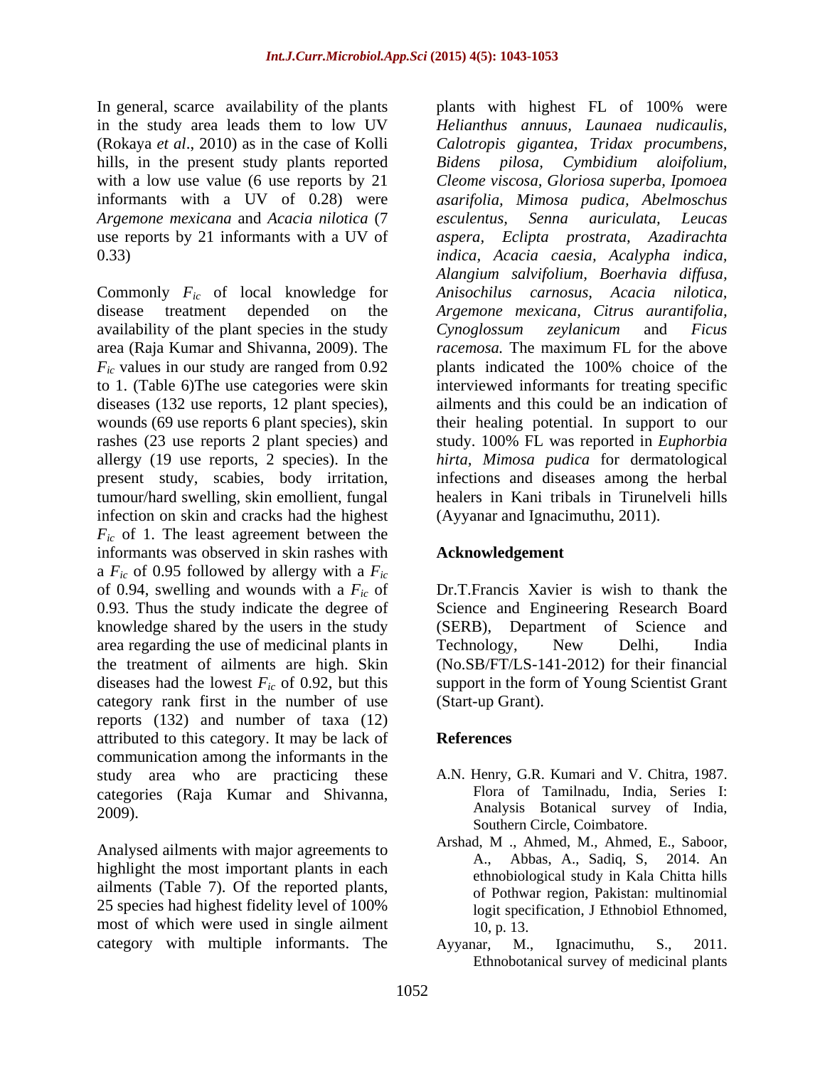In general, scarce availability of the plants in the study area leads them to low UV (Rokaya *et al*., 2010) as in the case of Kolli hills, in the present study plants reported with a low use value (6 use reports by 21 informants with a UV of 0.28) were *Argemone mexicana* and *Acacia nilotica* (7 use reports by 21 informants with a UV of 0.33)

Commonly $F_{ic}$ of local knowledge for disease treatment depended on the availability of the plant species in the study area (Raja Kumar and Shivanna, 2009). The $F_{ic}$ values in our study are ranged from 0.92 to 1. (Table 6)The use categories were skin diseases (132 use reports, 12 plant species), wounds (69 use reports 6 plant species), skin rashes (23 use reports 2 plant species) and allergy (19 use reports, 2 species). In the present study, scabies, body irritation, tumour/hard swelling, skin emollient, fungal infection on skin and cracks had the highest $F_{ic}$ of 1. The least agreement between the informants was observed in skin rashes with a $F_{ic}$ of 0.95 followed by allergy with a $F_{ic}$ of 0.94, swelling and wounds with a $F_{ic}$ of 0.93. Thus the study indicate the degree of knowledge shared by the users in the study area regarding the use of medicinal plants in the treatment of ailments are high. Skin diseases had the lowest $F_{ic}$ of 0.92, but this category rank first in the number of use reports (132) and number of taxa (12) attributed to this category. It may be lack of communication among the informants in the study area who are practicing these categories (Raja Kumar and Shivanna, 2009).

Analysed ailments with major agreements to highlight the most important plants in each ailments (Table 7). Of the reported plants, 25 species had highest fidelity level of 100% most of which were used in single ailment category with multiple informants. The plants with highest FL of 100% were *Helianthus annuus*, *Launaea nudicaulis*, *Calotropis gigantea*, *Tridax procumbens*, *Bidens pilosa*, *Cymbidium aloifolium*, *Cleome viscosa*, *Gloriosa superba*, *Ipomoea asarifolia*, *Mimosa pudica*, *Abelmoschus esculentus*, *Senna auriculata*, *Leucas aspera*, *Eclipta prostrata*, *Azadirachta indica*, *Acacia caesia*, *Acalypha indica*, *Alangium salvifolium*, *Boerhavia diffusa*, *Anisochilus carnosus*, *Acacia nilotica*, *Argemone mexicana*, *Citrus aurantifolia*, *Cynoglossum zeylanicum* and *Ficus racemosa.* The maximum FL for the above plants indicated the 100% choice of the interviewed informants for treating specific ailments and this could be an indication of their healing potential. In support to our study. 100% FL was reported in *Euphorbia hirta*, *Mimosa pudica* for dermatological infections and diseases among the herbal healers in Kani tribals in Tirunelveli hills (Ayyanar and Ignacimuthu, 2011).

## Acknowledgement

Dr.T.Francis Xavier is wish to thank the Science and Engineering Research Board (SERB), Department of Science and Technology, New Delhi, India (No.SB/FT/LS-141-2012) for their financial support in the form of Young Scientist Grant (Start-up Grant).

## References

A.N. Henry, G.R. Kumari and V. Chitra, 1987. Flora of Tamilnadu, India, Series I: Analysis Botanical survey of India, Southern Circle, Coimbatore.

Arshad, M ., Ahmed, M., Ahmed, E., Saboor, A., Abbas, A., Sadiq, S, 2014. An ethnobiological study in Kala Chitta hills of Pothwar region, Pakistan: multinomial logit specification, J Ethnobiol Ethnomed, 10, p. 13.

Ayyanar, M., Ignacimuthu, S., 2011. Ethnobotanical survey of medicinal plants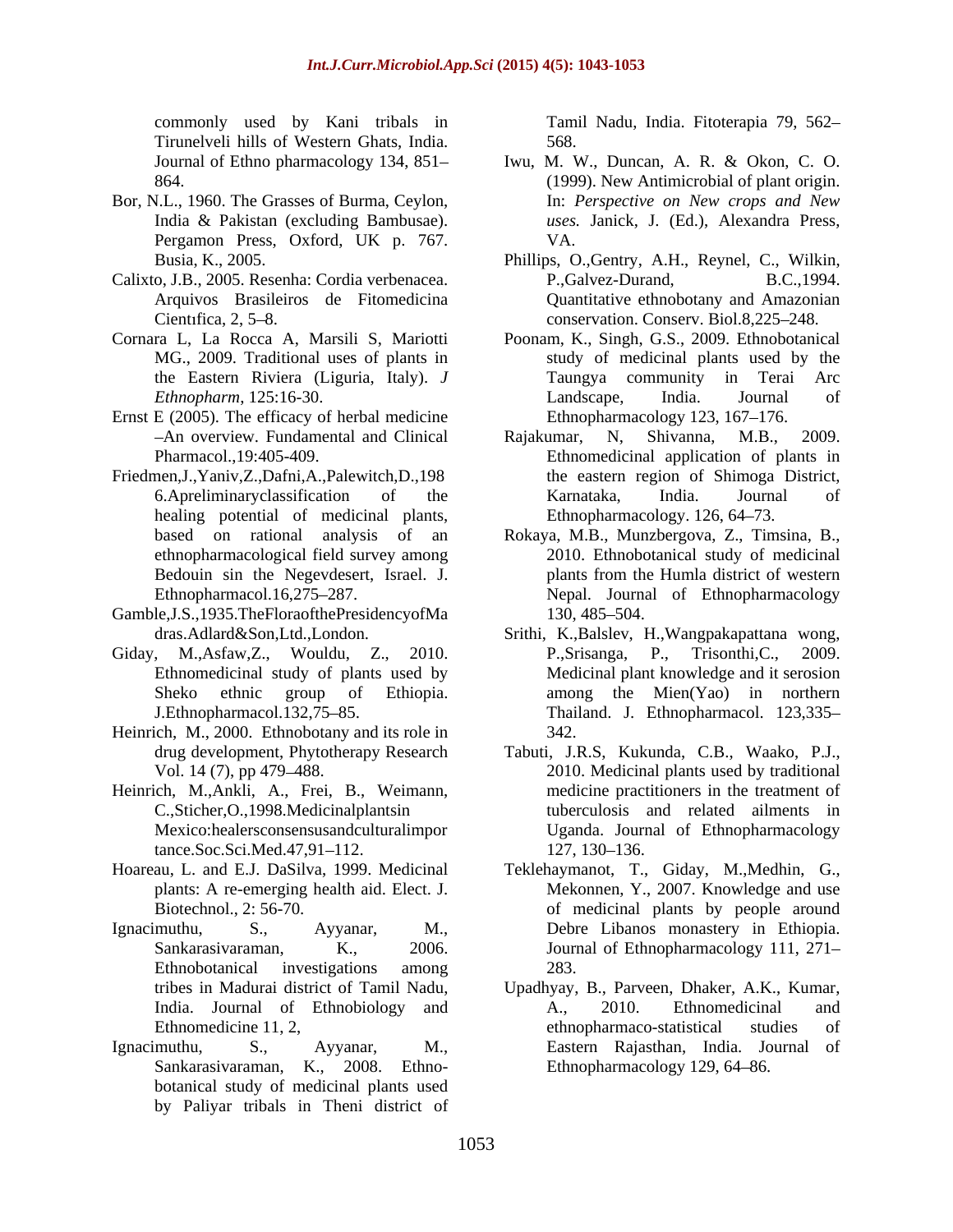commonly used by Kani tribals in Tirunelveli hills of Western Ghats, India. Journal of Ethno pharmacology 134, 851–864.

Bor, N.L., 1960. The Grasses of Burma, Ceylon, India & Pakistan (excluding Bambusae). Pergamon Press, Oxford, UK p. 767. Busia, K., 2005.

Calixto, J.B., 2005. Resenha: Cordia verbenacea. Arquivos Brasileiros de Fitomedicina Cientıfica, 2, 5–8.

Cornara L, La Rocca A, Marsili S, Mariotti MG., 2009. Traditional uses of plants in the Eastern Riviera (Liguria, Italy). *J Ethnopharm*, 125:16-30.

Ernst E (2005). The efficacy of herbal medicine –An overview. Fundamental and Clinical Pharmacol.,19:405-409.

Friedmen,J.,Yaniv,Z.,Dafni,A.,Palewitch,D.,1986.Apreliminaryclassification of the healing potential of medicinal plants, based on rational analysis of an ethnopharmacological field survey among Bedouin sin the Negevdesert, Israel. J. Ethnopharmacol.16,275–287.

Gamble,J.S.,1935.TheFloraofthePresidencyofMadras.Adlard&Son,Ltd.,London.

Giday, M.,Asfaw,Z., Wouldu, Z., 2010. Ethnomedicinal study of plants used by Sheko ethnic group of Ethiopia. J.Ethnopharmacol.132,75–85.

Heinrich, M., 2000. Ethnobotany and its role in drug development, Phytotherapy Research Vol. 14 (7), pp 479–488.

Heinrich, M.,Ankli, A., Frei, B., Weimann, C.,Sticher,O.,1998.Medicinalplantsin Mexico:healersconsensusandculturalimportance.Soc.Sci.Med.47,91–112.

Hoareau, L. and E.J. DaSilva, 1999. Medicinal plants: A re-emerging health aid. Elect. J. Biotechnol., 2: 56-70.

Ignacimuthu, S., Ayyanar, M., Sankarasivaraman, K., 2006. Ethnobotanical investigations among tribes in Madurai district of Tamil Nadu, India. Journal of Ethnobiology and Ethnomedicine 11, 2,

Ignacimuthu, S., Ayyanar, M., Sankarasivaraman, K., 2008. Ethno-botanical study of medicinal plants used by Paliyar tribals in Theni district of Tamil Nadu, India. Fitoterapia 79, 562–568.

Iwu, M. W., Duncan, A. R. & Okon, C. O. (1999). New Antimicrobial of plant origin. In: *Perspective on New crops and New uses.* Janick, J. (Ed.), Alexandra Press, VA.

Phillips, O.,Gentry, A.H., Reynel, C., Wilkin, P.,Galvez-Durand, B.C.,1994. Quantitative ethnobotany and Amazonian conservation. Conserv. Biol.8,225–248.

Poonam, K., Singh, G.S., 2009. Ethnobotanical study of medicinal plants used by the Taungya community in Terai Arc Landscape, India. Journal of Ethnopharmacology 123, 167–176.

Rajakumar, N, Shivanna, M.B., 2009. Ethnomedicinal application of plants in the eastern region of Shimoga District, Karnataka, India. Journal of Ethnopharmacology. 126, 64–73.

Rokaya, M.B., Munzbergova, Z., Timsina, B., 2010. Ethnobotanical study of medicinal plants from the Humla district of western Nepal. Journal of Ethnopharmacology 130, 485–504.

Srithi, K.,Balslev, H.,Wangpakapattana wong, P.,Srisanga, P., Trisonthi,C., 2009. Medicinal plant knowledge and it serosion among the Mien(Yao) in northern Thailand. J. Ethnopharmacol. 123,335–342.

Tabuti, J.R.S, Kukunda, C.B., Waako, P.J., 2010. Medicinal plants used by traditional medicine practitioners in the treatment of tuberculosis and related ailments in Uganda. Journal of Ethnopharmacology 127, 130–136.

Teklehaymanot, T., Giday, M.,Medhin, G., Mekonnen, Y., 2007. Knowledge and use of medicinal plants by people around Debre Libanos monastery in Ethiopia. Journal of Ethnopharmacology 111, 271–283.

Upadhyay, B., Parveen, Dhaker, A.K., Kumar, A., 2010. Ethnomedicinal and ethnopharmaco-statistical studies of Eastern Rajasthan, India. Journal of Ethnopharmacology 129, 64–86.